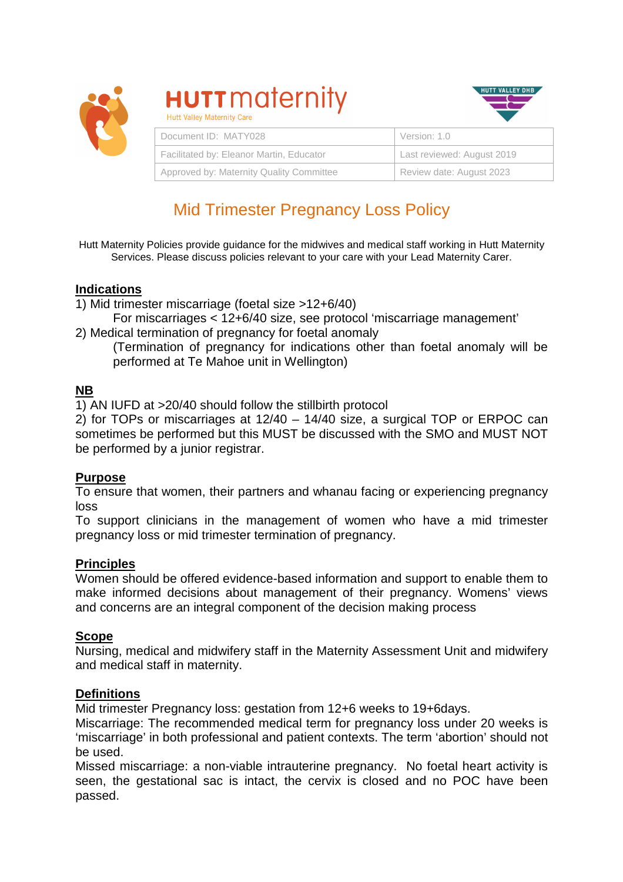**HUTT maternity**
Hutt Valley Maternity Care

HUTT VALLEY DHB

| | |
|---|---|
| Document ID: MATY028 | Version: 1.0 |
| Facilitated by: Eleanor Martin, Educator | Last reviewed: August 2019 |
| Approved by: Maternity Quality Committee | Review date: August 2023 |

# Mid Trimester Pregnancy Loss Policy

Hutt Maternity Policies provide guidance for the midwives and medical staff working in Hutt Maternity Services. Please discuss policies relevant to your care with your Lead Maternity Carer.

## Indications

1) Mid trimester miscarriage (foetal size >12+6/40)
   For miscarriages < 12+6/40 size, see protocol 'miscarriage management'
2) Medical termination of pregnancy for foetal anomaly
   (Termination of pregnancy for indications other than foetal anomaly will be performed at Te Mahoe unit in Wellington)

## NB

1) AN IUFD at >20/40 should follow the stillbirth protocol
2) for TOPs or miscarriages at 12/40 – 14/40 size, a surgical TOP or ERPOC can sometimes be performed but this MUST be discussed with the SMO and MUST NOT be performed by a junior registrar.

## Purpose

To ensure that women, their partners and whanau facing or experiencing pregnancy loss
To support clinicians in the management of women who have a mid trimester pregnancy loss or mid trimester termination of pregnancy.

## Principles

Women should be offered evidence-based information and support to enable them to make informed decisions about management of their pregnancy. Womens' views and concerns are an integral component of the decision making process

## Scope

Nursing, medical and midwifery staff in the Maternity Assessment Unit and midwifery and medical staff in maternity.

## Definitions

Mid trimester Pregnancy loss: gestation from 12+6 weeks to 19+6days.
Miscarriage: The recommended medical term for pregnancy loss under 20 weeks is 'miscarriage' in both professional and patient contexts. The term 'abortion' should not be used.
Missed miscarriage: a non-viable intrauterine pregnancy. No foetal heart activity is seen, the gestational sac is intact, the cervix is closed and no POC have been passed.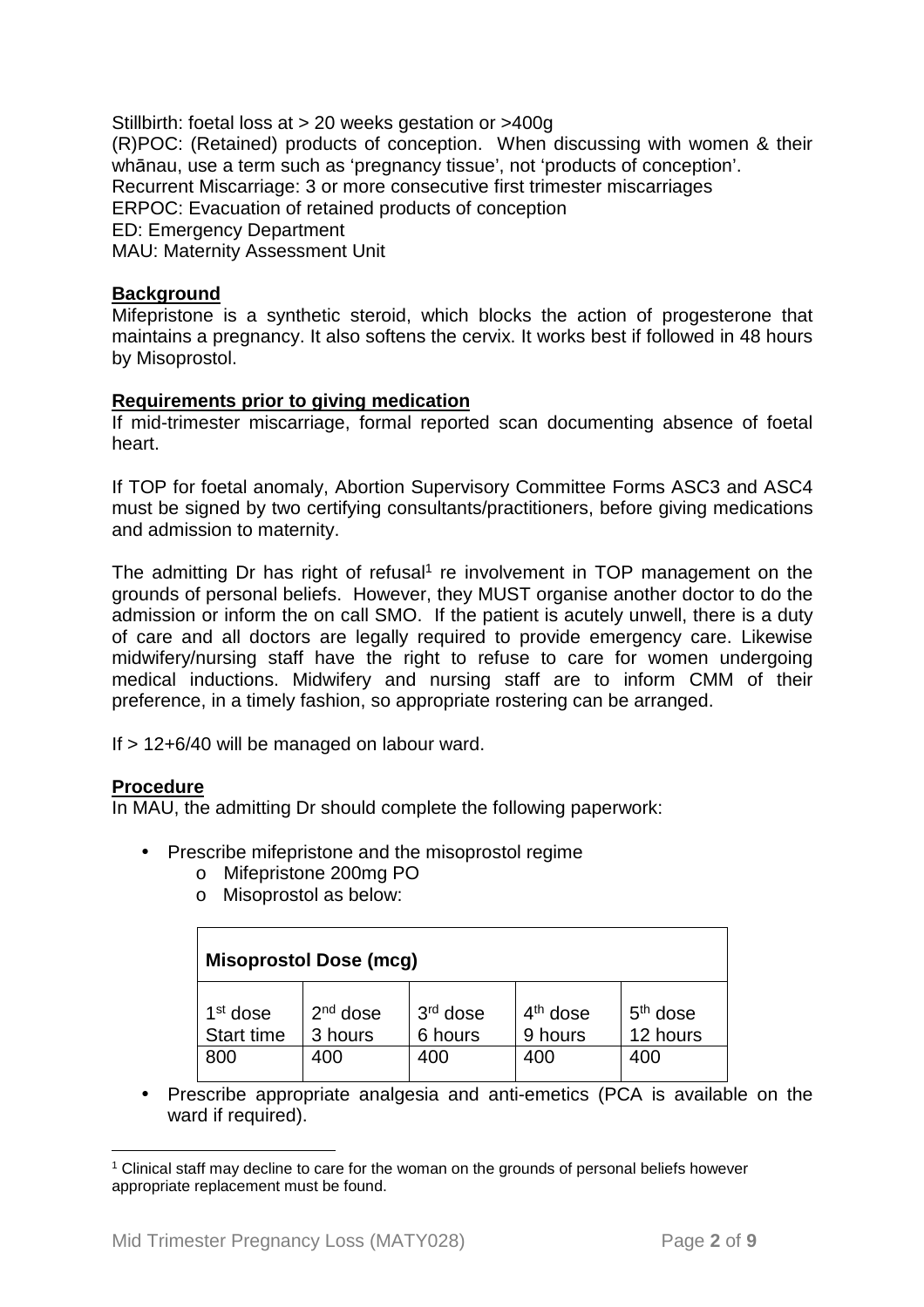Stillbirth: foetal loss at > 20 weeks gestation or >400g
(R)POC: (Retained) products of conception. When discussing with women & their whānau, use a term such as 'pregnancy tissue', not 'products of conception'.
Recurrent Miscarriage: 3 or more consecutive first trimester miscarriages
ERPOC: Evacuation of retained products of conception
ED: Emergency Department
MAU: Maternity Assessment Unit

## Background

Mifepristone is a synthetic steroid, which blocks the action of progesterone that maintains a pregnancy. It also softens the cervix. It works best if followed in 48 hours by Misoprostol.

## Requirements prior to giving medication

If mid-trimester miscarriage, formal reported scan documenting absence of foetal heart.

If TOP for foetal anomaly, Abortion Supervisory Committee Forms ASC3 and ASC4 must be signed by two certifying consultants/practitioners, before giving medications and admission to maternity.

The admitting Dr has right of refusal[1] re involvement in TOP management on the grounds of personal beliefs. However, they MUST organise another doctor to do the admission or inform the on call SMO. If the patient is acutely unwell, there is a duty of care and all doctors are legally required to provide emergency care. Likewise midwifery/nursing staff have the right to refuse to care for women undergoing medical inductions. Midwifery and nursing staff are to inform CMM of their preference, in a timely fashion, so appropriate rostering can be arranged.

If > 12+6/40 will be managed on labour ward.

## Procedure

In MAU, the admitting Dr should complete the following paperwork:

- Prescribe mifepristone and the misoprostol regime
  - Mifepristone 200mg PO
  - Misoprostol as below:

| **Misoprostol Dose (mcg)** | | | | |
|---|---|---|---|---|
| 1st dose Start time | 2nd dose 3 hours | 3rd dose 6 hours | 4th dose 9 hours | 5th dose 12 hours |
| 800 | 400 | 400 | 400 | 400 |

- Prescribe appropriate analgesia and anti-emetics (PCA is available on the ward if required).

[1] Clinical staff may decline to care for the woman on the grounds of personal beliefs however appropriate replacement must be found.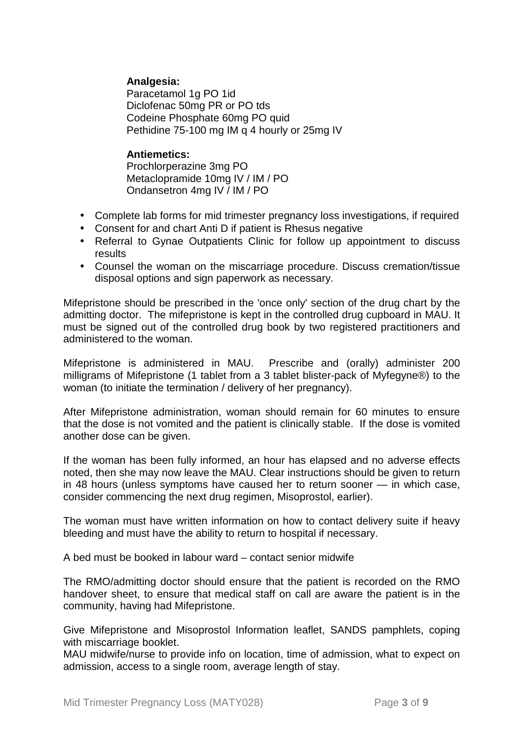**Analgesia:**
Paracetamol 1g PO 1id
Diclofenac 50mg PR or PO tds
Codeine Phosphate 60mg PO quid
Pethidine 75-100 mg IM q 4 hourly or 25mg IV

**Antiemetics:**
Prochlorperazine 3mg PO
Metaclopramide 10mg IV / IM / PO
Ondansetron 4mg IV / IM / PO

- Complete lab forms for mid trimester pregnancy loss investigations, if required
- Consent for and chart Anti D if patient is Rhesus negative
- Referral to Gynae Outpatients Clinic for follow up appointment to discuss results
- Counsel the woman on the miscarriage procedure. Discuss cremation/tissue disposal options and sign paperwork as necessary.

Mifepristone should be prescribed in the 'once only' section of the drug chart by the admitting doctor. The mifepristone is kept in the controlled drug cupboard in MAU. It must be signed out of the controlled drug book by two registered practitioners and administered to the woman.

Mifepristone is administered in MAU. Prescribe and (orally) administer 200 milligrams of Mifepristone (1 tablet from a 3 tablet blister-pack of Myfegyne®) to the woman (to initiate the termination / delivery of her pregnancy).

After Mifepristone administration, woman should remain for 60 minutes to ensure that the dose is not vomited and the patient is clinically stable. If the dose is vomited another dose can be given.

If the woman has been fully informed, an hour has elapsed and no adverse effects noted, then she may now leave the MAU. Clear instructions should be given to return in 48 hours (unless symptoms have caused her to return sooner — in which case, consider commencing the next drug regimen, Misoprostol, earlier).

The woman must have written information on how to contact delivery suite if heavy bleeding and must have the ability to return to hospital if necessary.

A bed must be booked in labour ward – contact senior midwife

The RMO/admitting doctor should ensure that the patient is recorded on the RMO handover sheet, to ensure that medical staff on call are aware the patient is in the community, having had Mifepristone.

Give Mifepristone and Misoprostol Information leaflet, SANDS pamphlets, coping with miscarriage booklet.
MAU midwife/nurse to provide info on location, time of admission, what to expect on admission, access to a single room, average length of stay.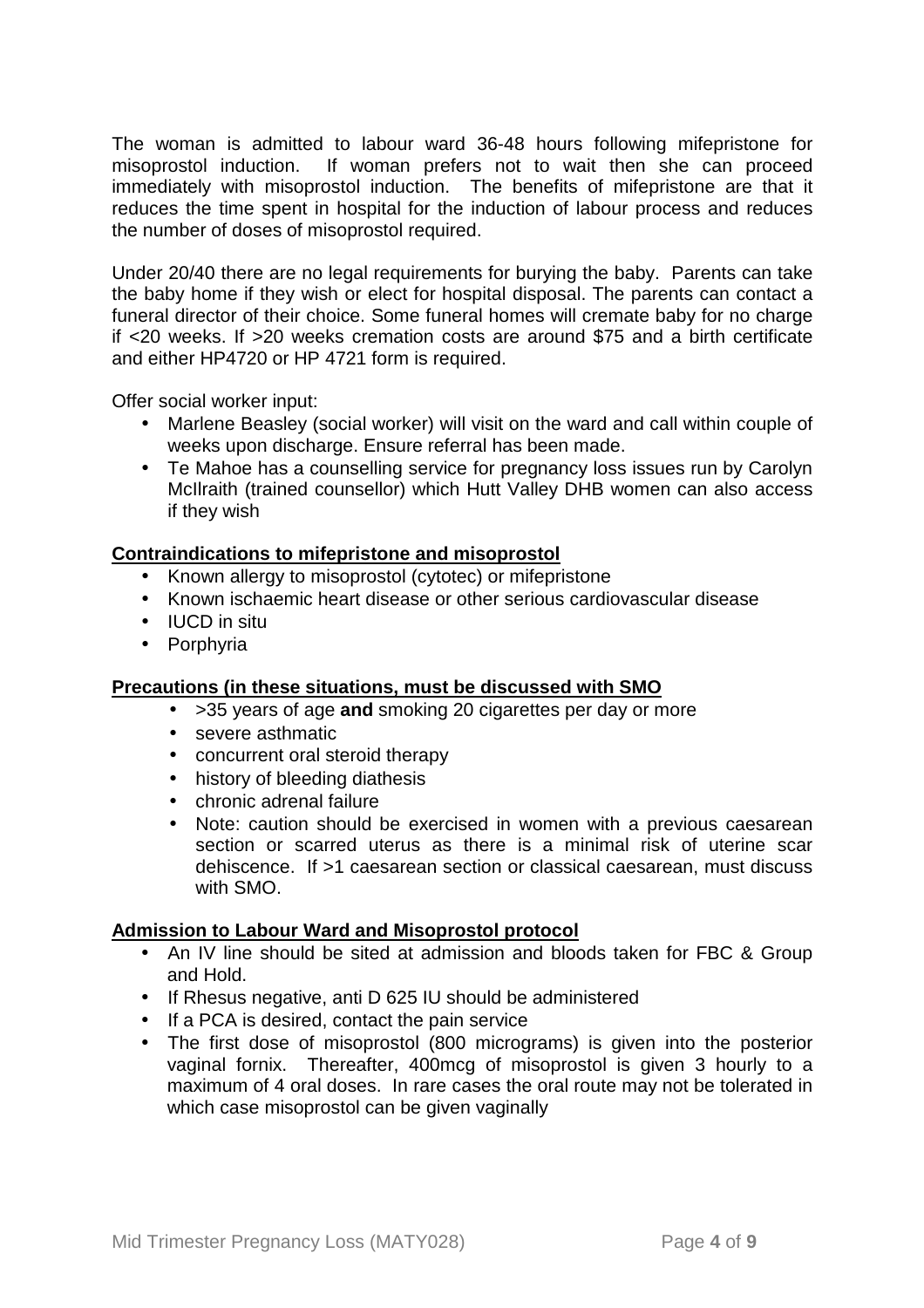The woman is admitted to labour ward 36-48 hours following mifepristone for misoprostol induction. If woman prefers not to wait then she can proceed immediately with misoprostol induction. The benefits of mifepristone are that it reduces the time spent in hospital for the induction of labour process and reduces the number of doses of misoprostol required.

Under 20/40 there are no legal requirements for burying the baby. Parents can take the baby home if they wish or elect for hospital disposal. The parents can contact a funeral director of their choice. Some funeral homes will cremate baby for no charge if <20 weeks. If >20 weeks cremation costs are around $75 and a birth certificate and either HP4720 or HP 4721 form is required.

Offer social worker input:

- Marlene Beasley (social worker) will visit on the ward and call within couple of weeks upon discharge. Ensure referral has been made.
- Te Mahoe has a counselling service for pregnancy loss issues run by Carolyn McIlraith (trained counsellor) which Hutt Valley DHB women can also access if they wish

**Contraindications to mifepristone and misoprostol**

- Known allergy to misoprostol (cytotec) or mifepristone
- Known ischaemic heart disease or other serious cardiovascular disease
- IUCD in situ
- Porphyria

**Precautions (in these situations, must be discussed with SMO**

- >35 years of age **and** smoking 20 cigarettes per day or more
- severe asthmatic
- concurrent oral steroid therapy
- history of bleeding diathesis
- chronic adrenal failure
- Note: caution should be exercised in women with a previous caesarean section or scarred uterus as there is a minimal risk of uterine scar dehiscence. If >1 caesarean section or classical caesarean, must discuss with SMO.

**Admission to Labour Ward and Misoprostol protocol**

- An IV line should be sited at admission and bloods taken for FBC & Group and Hold.
- If Rhesus negative, anti D 625 IU should be administered
- If a PCA is desired, contact the pain service
- The first dose of misoprostol (800 micrograms) is given into the posterior vaginal fornix. Thereafter, 400mcg of misoprostol is given 3 hourly to a maximum of 4 oral doses. In rare cases the oral route may not be tolerated in which case misoprostol can be given vaginally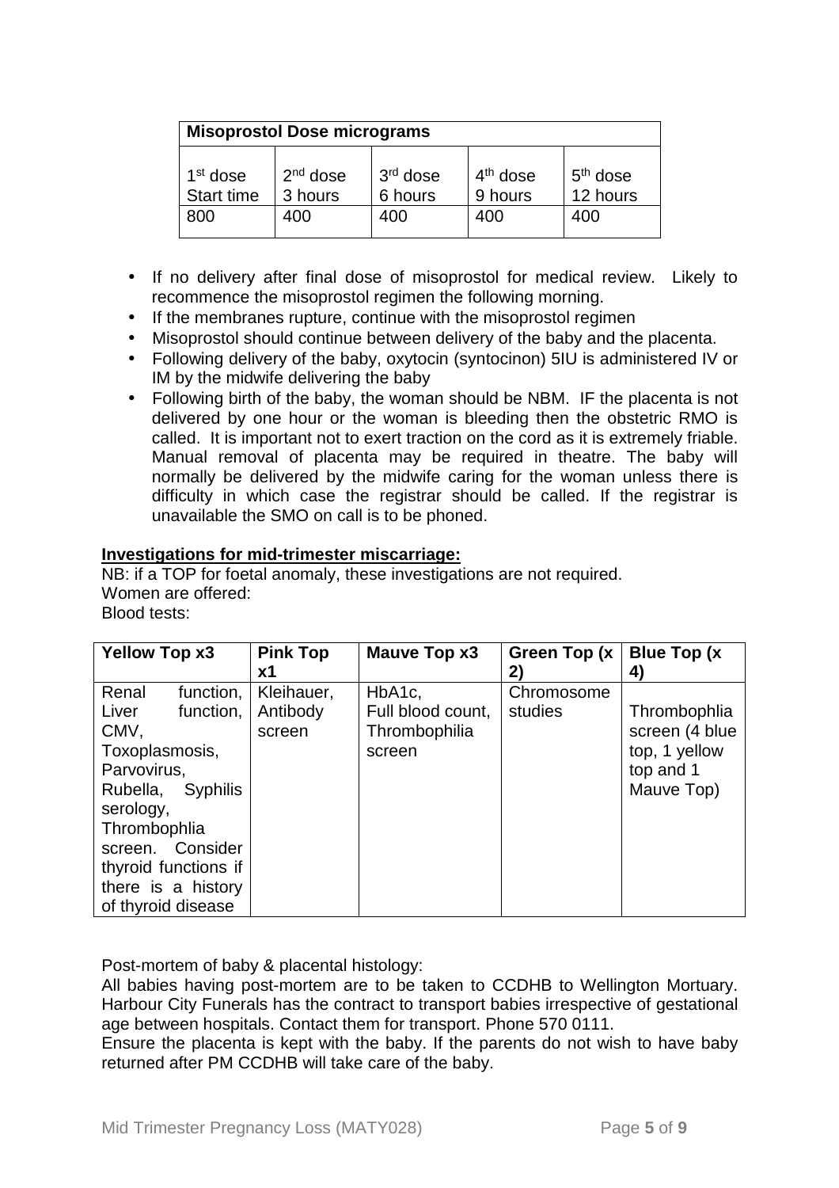| Misoprostol Dose micrograms | | | | |
|---|---|---|---|---|
| 1st dose<br>Start time | 2nd dose<br>3 hours | 3rd dose<br>6 hours | 4th dose<br>9 hours | 5th dose<br>12 hours |
| 800 | 400 | 400 | 400 | 400 |

- If no delivery after final dose of misoprostol for medical review. Likely to recommence the misoprostol regimen the following morning.
- If the membranes rupture, continue with the misoprostol regimen
- Misoprostol should continue between delivery of the baby and the placenta.
- Following delivery of the baby, oxytocin (syntocinon) 5IU is administered IV or IM by the midwife delivering the baby
- Following birth of the baby, the woman should be NBM. IF the placenta is not delivered by one hour or the woman is bleeding then the obstetric RMO is called. It is important not to exert traction on the cord as it is extremely friable. Manual removal of placenta may be required in theatre. The baby will normally be delivered by the midwife caring for the woman unless there is difficulty in which case the registrar should be called. If the registrar is unavailable the SMO on call is to be phoned.

**Investigations for mid-trimester miscarriage:**

NB: if a TOP for foetal anomaly, these investigations are not required.
Women are offered:
Blood tests:

| Yellow Top x3 | Pink Top x1 | Mauve Top x3 | Green Top (x 2) | Blue Top (x 4) |
|---|---|---|---|---|
| Renal function, Liver function, CMV, Toxoplasmosis, Parvovirus, Rubella, Syphilis serology, Thrombophlia screen. Consider thyroid functions if there is a history of thyroid disease | Kleihauer, Antibody screen | HbA1c, Full blood count, Thrombophlia screen | Chromosome studies | Thrombophlia screen (4 blue top, 1 yellow top and 1 Mauve Top) |

Post-mortem of baby & placental histology:
All babies having post-mortem are to be taken to CCDHB to Wellington Mortuary. Harbour City Funerals has the contract to transport babies irrespective of gestational age between hospitals. Contact them for transport. Phone 570 0111.
Ensure the placenta is kept with the baby. If the parents do not wish to have baby returned after PM CCDHB will take care of the baby.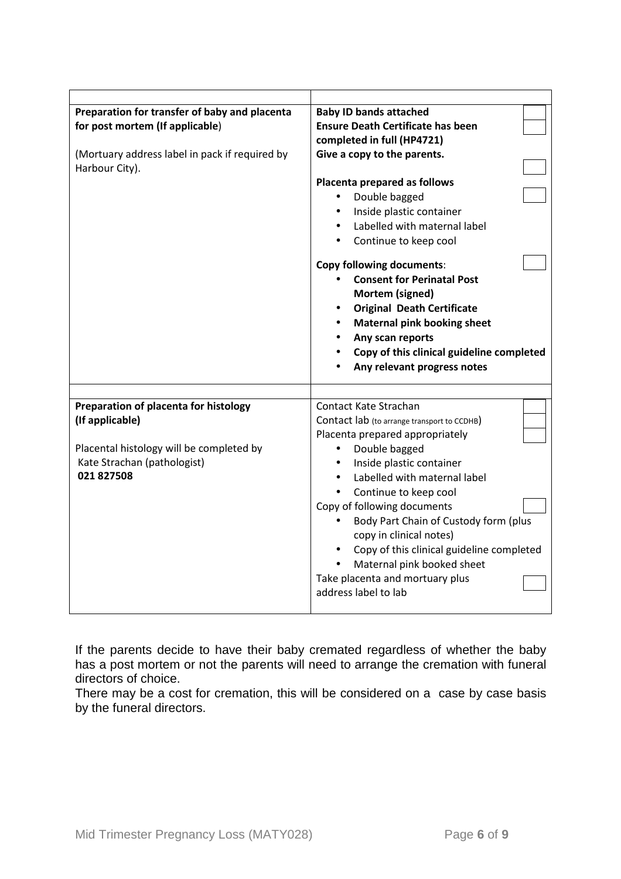| | |
|---|---|
| **Preparation for transfer of baby and placenta for post mortem (If applicable**)<br><br>(Mortuary address label in pack if required by Harbour City). | **Baby ID bands attached** ☐<br>**Ensure Death Certificate has been completed in full (HP4721)** ☐<br>**Give a copy to the parents.** ☐<br><br>**Placenta prepared as follows** ☐<br>• Double bagged<br>• Inside plastic container<br>• Labelled with maternal label<br>• Continue to keep cool<br><br>**Copy following documents**: ☐<br>• **Consent for Perinatal Post Mortem (signed)**<br>• **Original Death Certificate**<br>• **Maternal pink booking sheet**<br>• **Any scan reports**<br>• **Copy of this clinical guideline completed**<br>• **Any relevant progress notes** |
| | |
| **Preparation of placenta for histology (If applicable)**<br><br>Placental histology will be completed by Kate Strachan (pathologist)<br>**021 827508** | Contact Kate Strachan ☐<br>Contact lab (to arrange transport to CCDHB) ☐<br>Placenta prepared appropriately ☐<br>• Double bagged<br>• Inside plastic container<br>• Labelled with maternal label<br>• Continue to keep cool<br>Copy of following documents ☐<br>• Body Part Chain of Custody form (plus copy in clinical notes)<br>• Copy of this clinical guideline completed<br>• Maternal pink booked sheet<br>Take placenta and mortuary plus address label to lab ☐ |

If the parents decide to have their baby cremated regardless of whether the baby has a post mortem or not the parents will need to arrange the cremation with funeral directors of choice.

There may be a cost for cremation, this will be considered on a case by case basis by the funeral directors.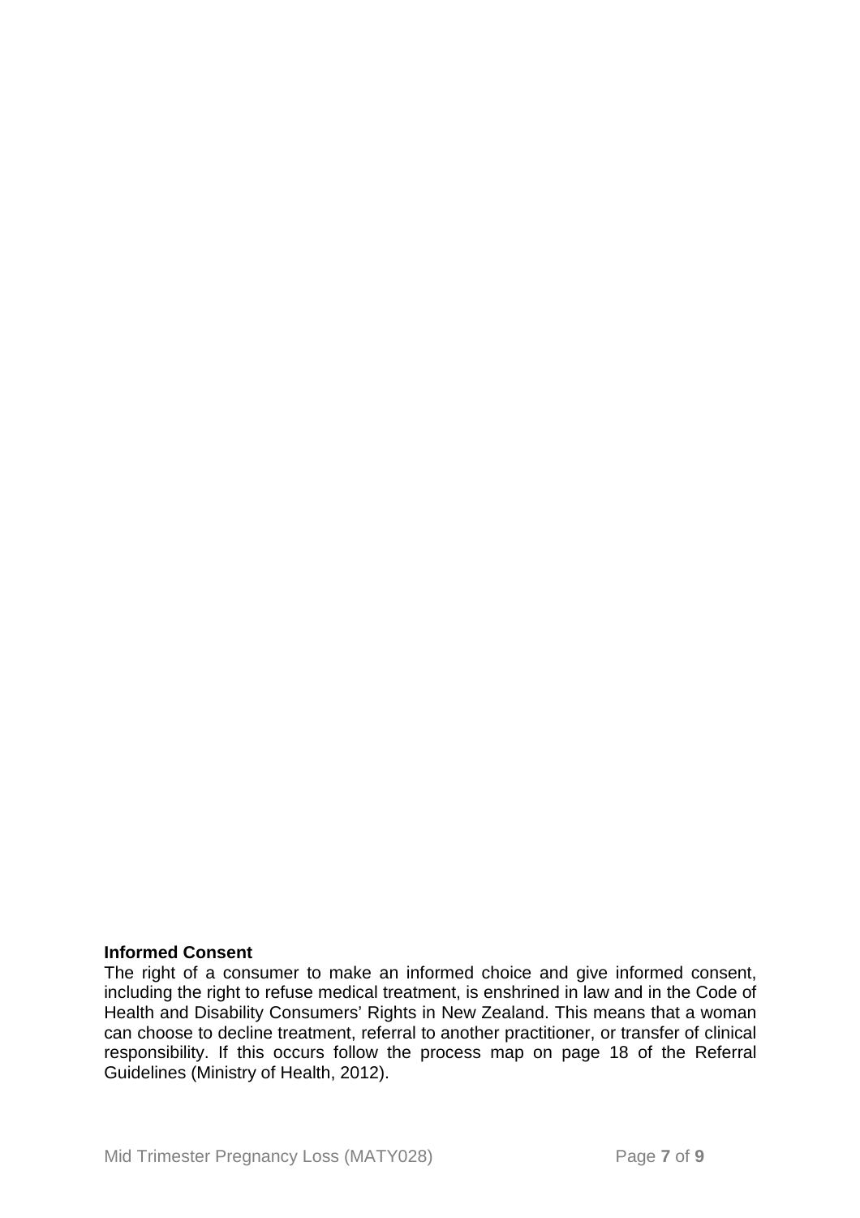**Informed Consent**

The right of a consumer to make an informed choice and give informed consent, including the right to refuse medical treatment, is enshrined in law and in the Code of Health and Disability Consumers' Rights in New Zealand. This means that a woman can choose to decline treatment, referral to another practitioner, or transfer of clinical responsibility. If this occurs follow the process map on page 18 of the Referral Guidelines (Ministry of Health, 2012).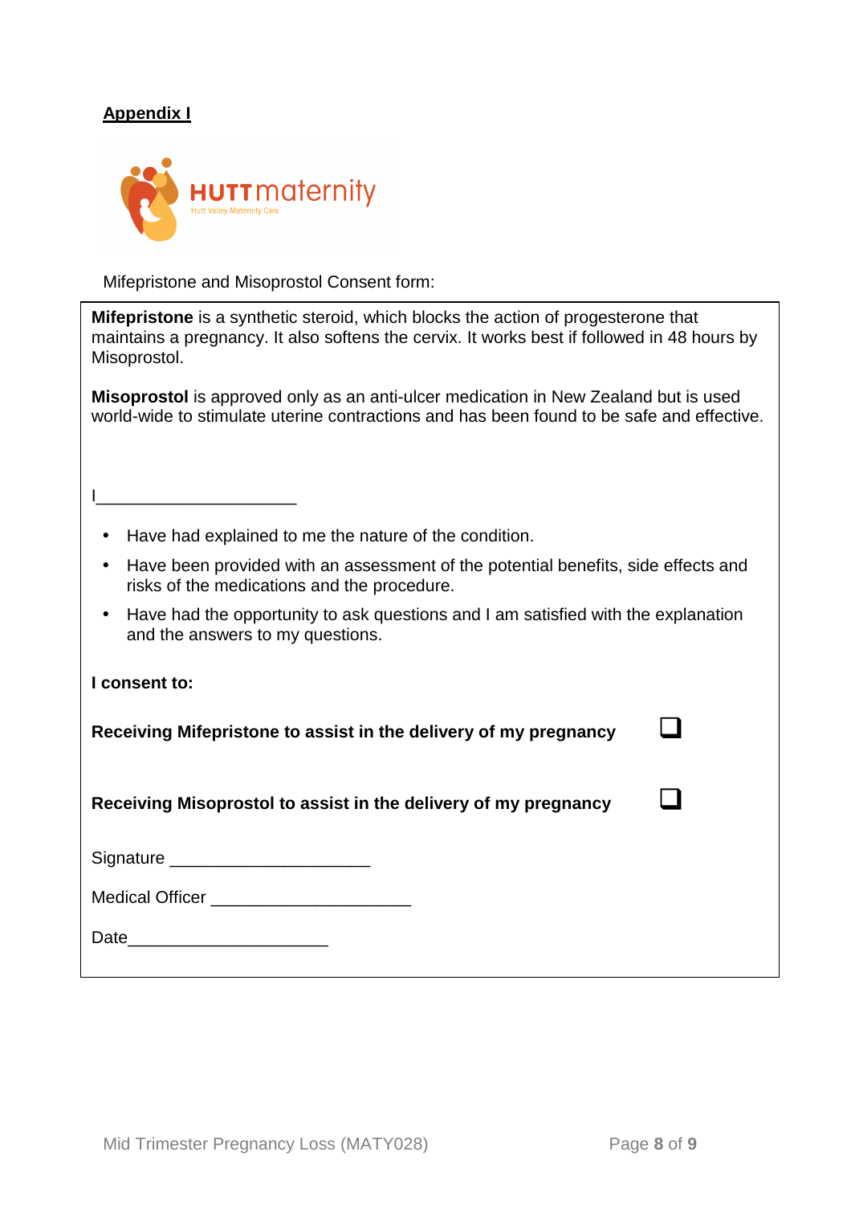**Appendix I**

HUTT maternity

Hutt Valley Maternity Care

Mifepristone and Misoprostol Consent form:

**Mifepristone** is a synthetic steroid, which blocks the action of progesterone that maintains a pregnancy. It also softens the cervix. It works best if followed in 48 hours by Misoprostol.

**Misoprostol** is approved only as an anti-ulcer medication in New Zealand but is used world-wide to stimulate uterine contractions and has been found to be safe and effective.

I_____________________

- Have had explained to me the nature of the condition.
- Have been provided with an assessment of the potential benefits, side effects and risks of the medications and the procedure.
- Have had the opportunity to ask questions and I am satisfied with the explanation and the answers to my questions.

**I consent to:**

**Receiving Mifepristone to assist in the delivery of my pregnancy** ☐

**Receiving Misoprostol to assist in the delivery of my pregnancy** ☐

Signature _____________________

Medical Officer _____________________

Date_____________________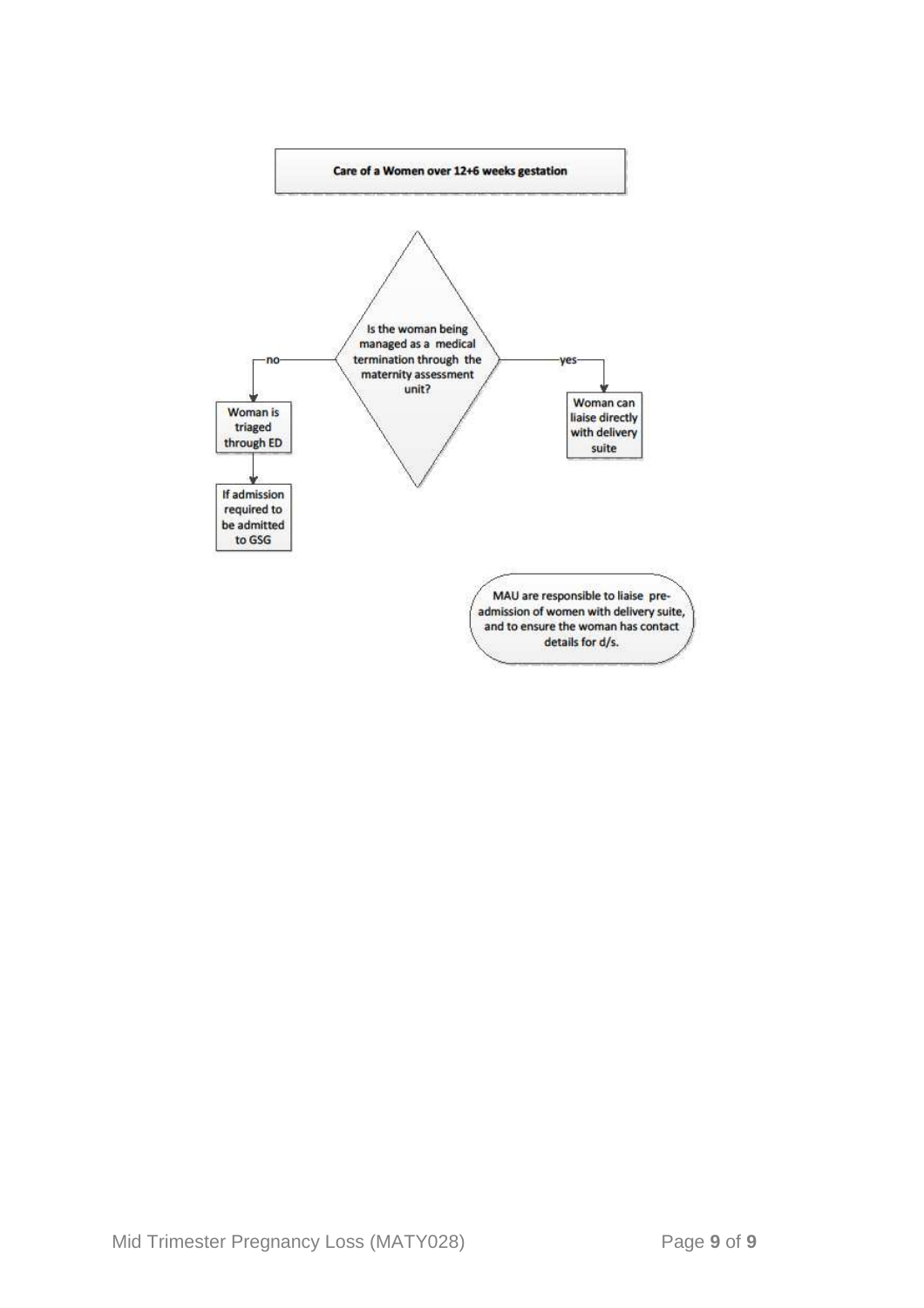**Care of a Women over 12+6 weeks gestation**

Is the woman being managed as a medical termination through the maternity assessment unit?

no

Woman is triaged through ED

If admission required to be admitted to GSG

yes

Woman can liaise directly with delivery suite

MAU are responsible to liaise pre-admission of women with delivery suite, and to ensure the woman has contact details for d/s.